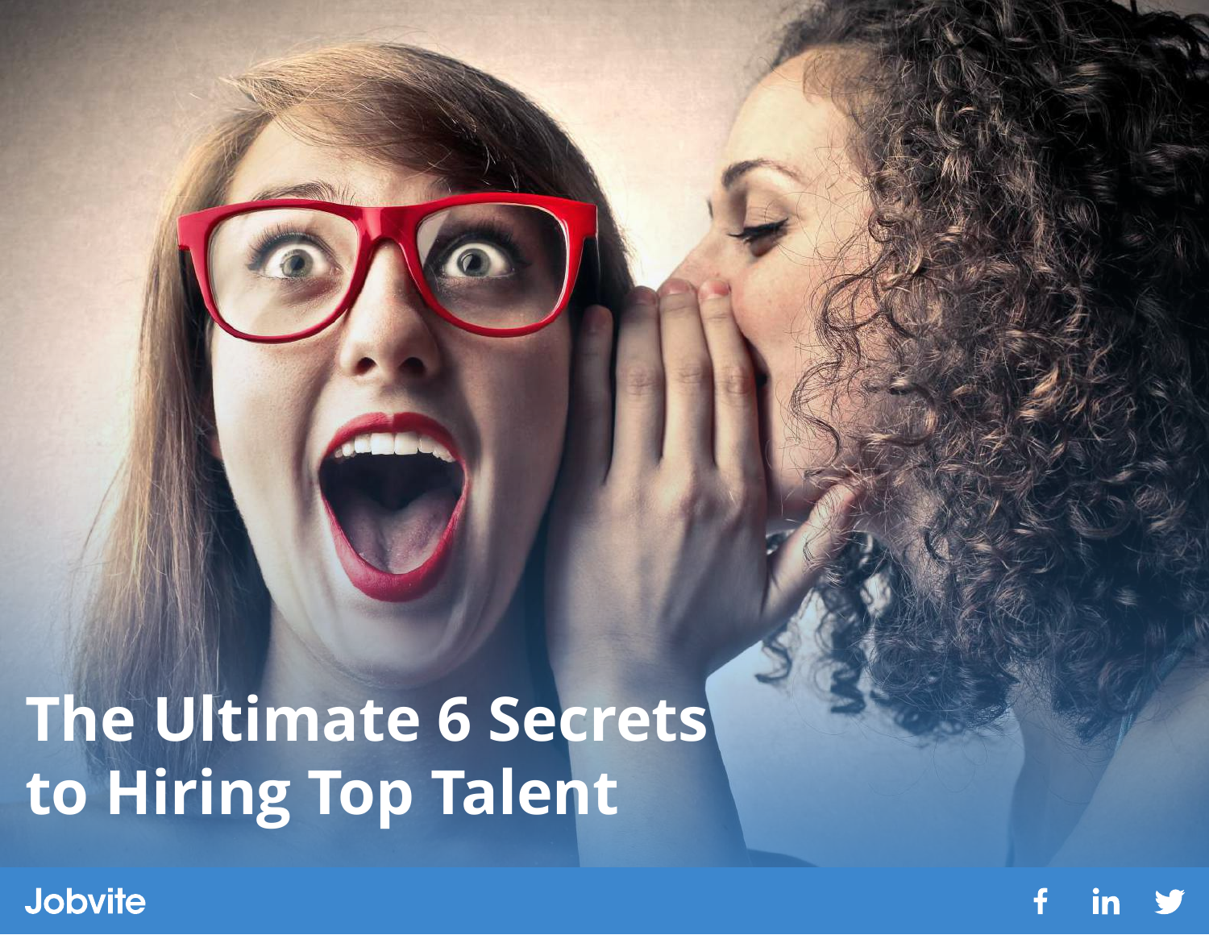# The Ultimate 6 Secrets to Hiring Top Talent

Jobvite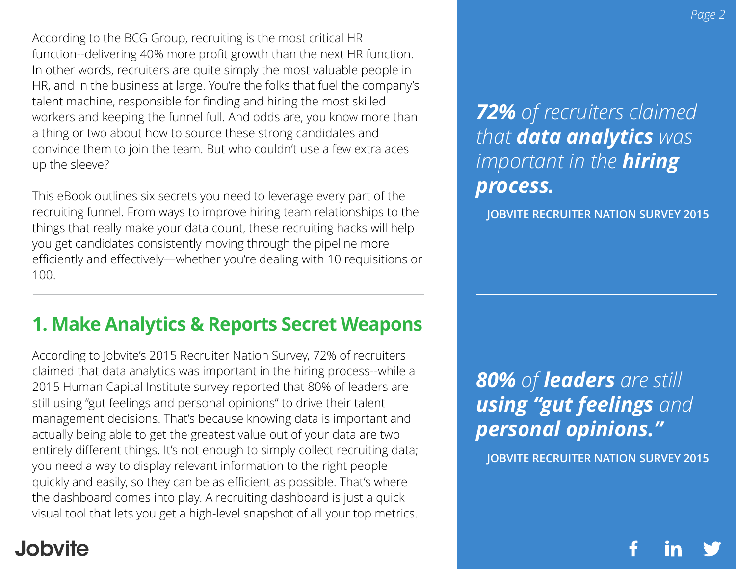According to the BCG Group, recruiting is the most critical HR function--delivering 40% more profit growth than the next HR function. In other words, recruiters are quite simply the most valuable people in HR, and in the business at large. You're the folks that fuel the company's talent machine, responsible for finding and hiring the most skilled workers and keeping the funnel full. And odds are, you know more than a thing or two about how to source these strong candidates and convince them to join the team. But who couldn't use a few extra aces up the sleeve?

This eBook outlines six secrets you need to leverage every part of the recruiting funnel. From ways to improve hiring team relationships to the things that really make your data count, these recruiting hacks will help you get candidates consistently moving through the pipeline more efficiently and effectively—whether you're dealing with 10 requisitions or 100.

## 1. Make Analytics & Reports Secret Weapons

According to Jobvite's 2015 Recruiter Nation Survey, 72% of recruiters claimed that data analytics was important in the hiring process--while a 2015 Human Capital Institute survey reported that 80% of leaders are still using "gut feelings and personal opinions" to drive their talent management decisions. That's because knowing data is important and actually being able to get the greatest value out of your data are two entirely different things. It's not enough to simply collect recruiting data; you need a way to display relevant information to the right people quickly and easily, so they can be as efficient as possible. That's where the dashboard comes into play. A recruiting dashboard is just a quick visual tool that lets you get a high-level snapshot of all your top metrics.

> ***72%*** *of recruiters claimed that* ***data analytics*** *was important in the* ***hiring process.***
>
> **JOBVITE RECRUITER NATION SURVEY 2015**

> ***80%*** *of* ***leaders*** *are still* ***using "gut feelings*** *and* ***personal opinions."***
>
> **JOBVITE RECRUITER NATION SURVEY 2015**

Jobvite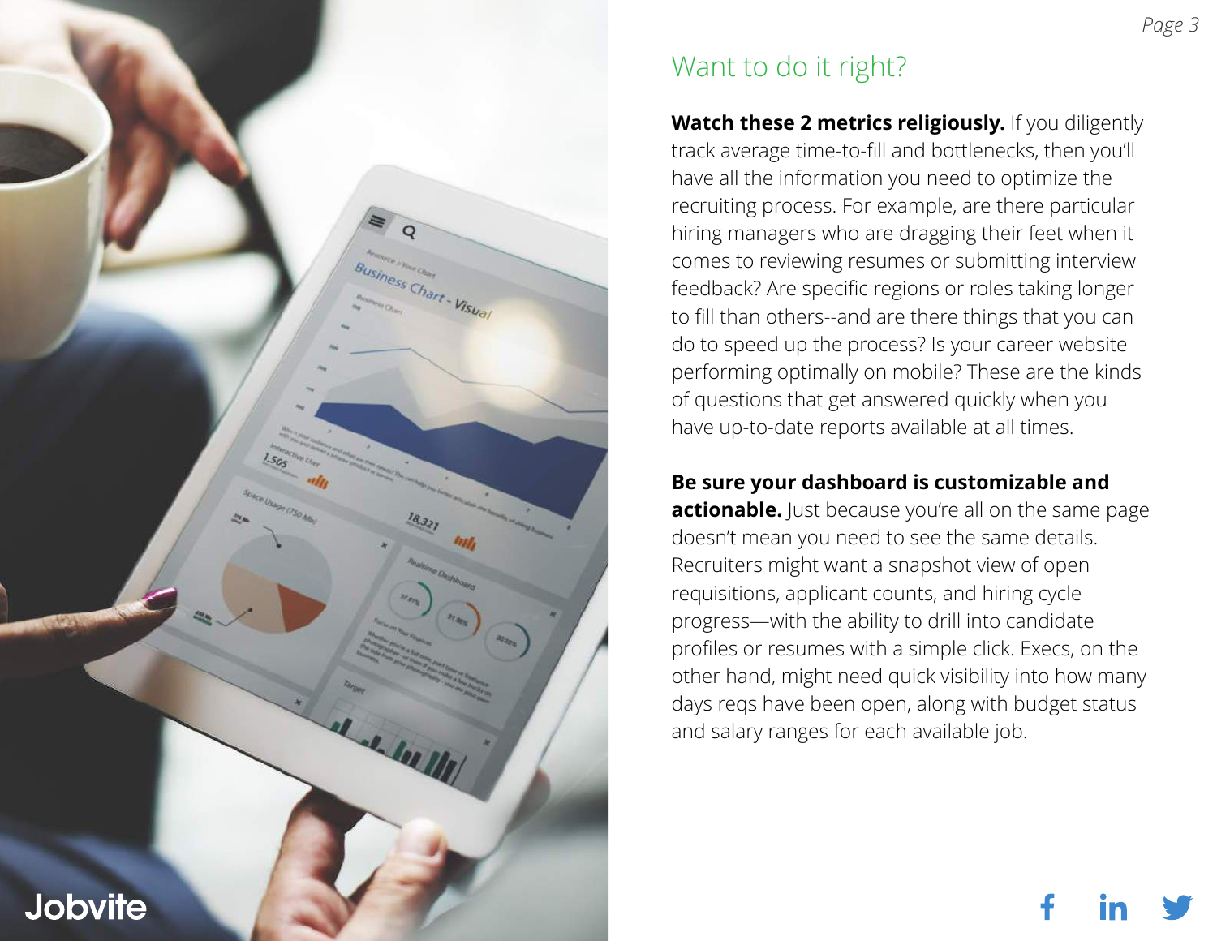## Want to do it right?

**Watch these 2 metrics religiously.** If you diligently track average time-to-fill and bottlenecks, then you'll have all the information you need to optimize the recruiting process. For example, are there particular hiring managers who are dragging their feet when it comes to reviewing resumes or submitting interview feedback? Are specific regions or roles taking longer to fill than others--and are there things that you can do to speed up the process? Is your career website performing optimally on mobile? These are the kinds of questions that get answered quickly when you have up-to-date reports available at all times.

**Be sure your dashboard is customizable and actionable.** Just because you're all on the same page doesn't mean you need to see the same details. Recruiters might want a snapshot view of open requisitions, applicant counts, and hiring cycle progress—with the ability to drill into candidate profiles or resumes with a simple click. Execs, on the other hand, might need quick visibility into how many days reqs have been open, along with budget status and salary ranges for each available job.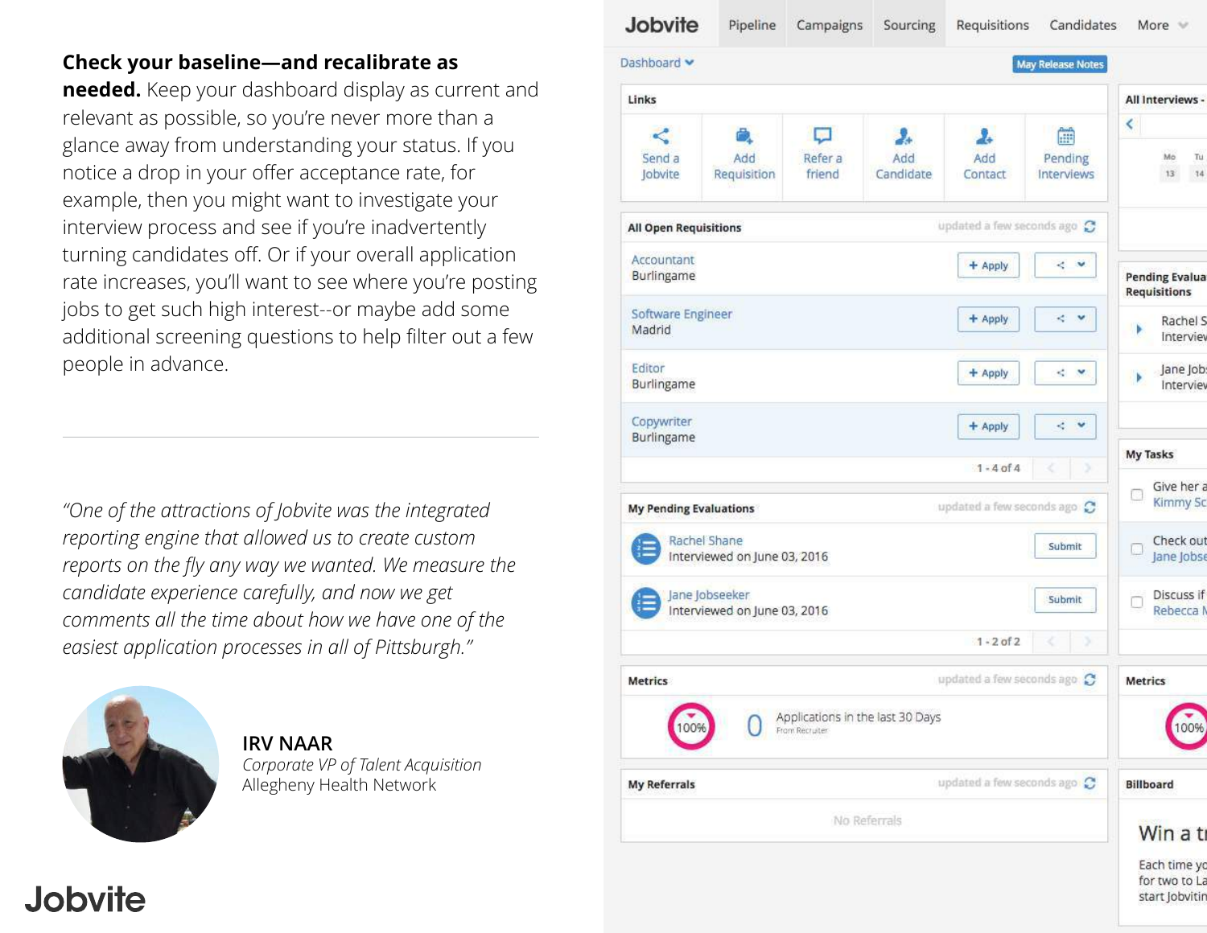**Check your baseline—and recalibrate as needed.** Keep your dashboard display as current and relevant as possible, so you're never more than a glance away from understanding your status. If you notice a drop in your offer acceptance rate, for example, then you might want to investigate your interview process and see if you're inadvertently turning candidates off. Or if your overall application rate increases, you'll want to see where you're posting jobs to get such high interest--or maybe add some additional screening questions to help filter out a few people in advance.

---

*"One of the attractions of Jobvite was the integrated reporting engine that allowed us to create custom reports on the fly any way we wanted. We measure the candidate experience carefully, and now we get comments all the time about how we have one of the easiest application processes in all of Pittsburgh."*

**IRV NAAR**
*Corporate VP of Talent Acquisition*
Allegheny Health Network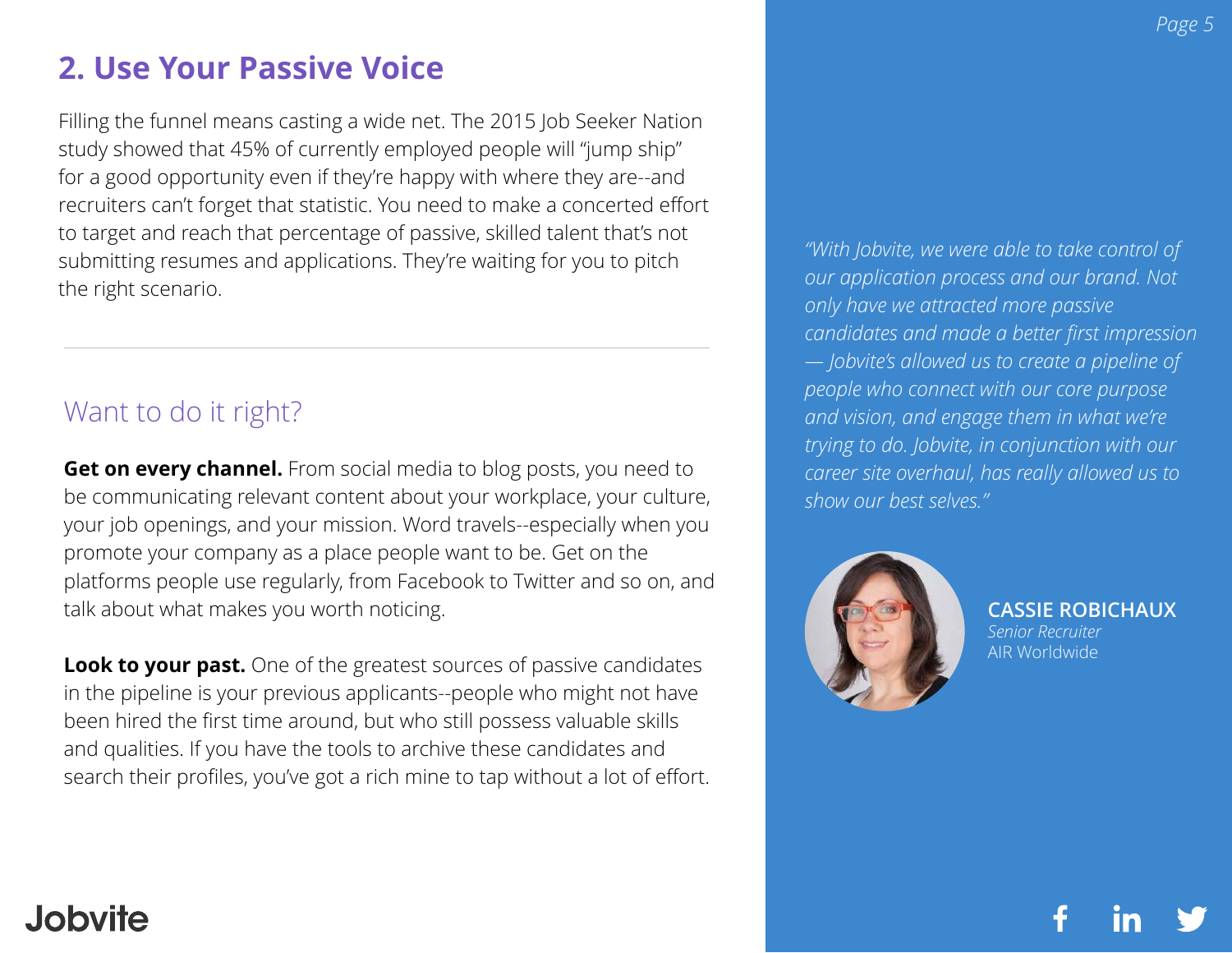## 2. Use Your Passive Voice

Filling the funnel means casting a wide net. The 2015 Job Seeker Nation study showed that 45% of currently employed people will "jump ship" for a good opportunity even if they're happy with where they are--and recruiters can't forget that statistic. You need to make a concerted effort to target and reach that percentage of passive, skilled talent that's not submitting resumes and applications. They're waiting for you to pitch the right scenario.

---

### Want to do it right?

**Get on every channel.** From social media to blog posts, you need to be communicating relevant content about your workplace, your culture, your job openings, and your mission. Word travels--especially when you promote your company as a place people want to be. Get on the platforms people use regularly, from Facebook to Twitter and so on, and talk about what makes you worth noticing.

**Look to your past.** One of the greatest sources of passive candidates in the pipeline is your previous applicants--people who might not have been hired the first time around, but who still possess valuable skills and qualities. If you have the tools to archive these candidates and search their profiles, you've got a rich mine to tap without a lot of effort.

*"With Jobvite, we were able to take control of our application process and our brand. Not only have we attracted more passive candidates and made a better first impression — Jobvite's allowed us to create a pipeline of people who connect with our core purpose and vision, and engage them in what we're trying to do. Jobvite, in conjunction with our career site overhaul, has really allowed us to show our best selves."*

**CASSIE ROBICHAUX**
*Senior Recruiter*
AIR Worldwide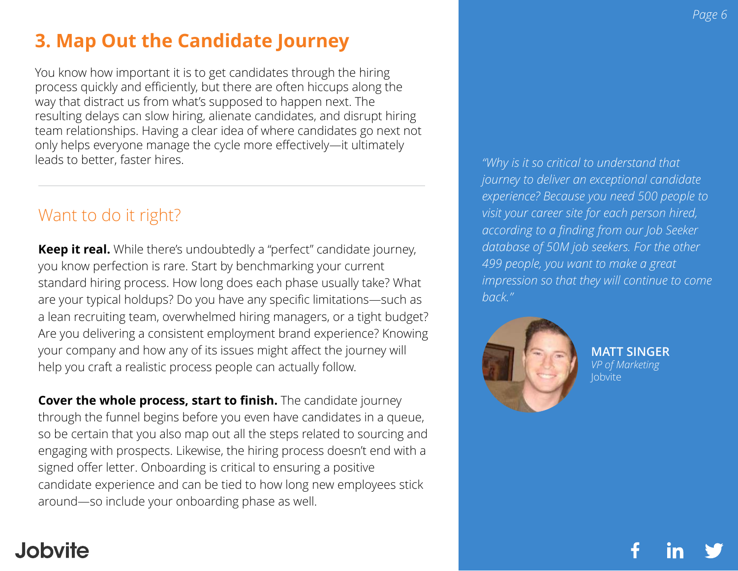## 3. Map Out the Candidate Journey

You know how important it is to get candidates through the hiring process quickly and efficiently, but there are often hiccups along the way that distract us from what's supposed to happen next. The resulting delays can slow hiring, alienate candidates, and disrupt hiring team relationships. Having a clear idea of where candidates go next not only helps everyone manage the cycle more effectively—it ultimately leads to better, faster hires.

---

### Want to do it right?

**Keep it real.** While there's undoubtedly a "perfect" candidate journey, you know perfection is rare. Start by benchmarking your current standard hiring process. How long does each phase usually take? What are your typical holdups? Do you have any specific limitations—such as a lean recruiting team, overwhelmed hiring managers, or a tight budget? Are you delivering a consistent employment brand experience? Knowing your company and how any of its issues might affect the journey will help you craft a realistic process people can actually follow.

**Cover the whole process, start to finish.** The candidate journey through the funnel begins before you even have candidates in a queue, so be certain that you also map out all the steps related to sourcing and engaging with prospects. Likewise, the hiring process doesn't end with a signed offer letter. Onboarding is critical to ensuring a positive candidate experience and can be tied to how long new employees stick around—so include your onboarding phase as well.

*"Why is it so critical to understand that journey to deliver an exceptional candidate experience? Because you need 500 people to visit your career site for each person hired, according to a finding from our Job Seeker database of 50M job seekers. For the other 499 people, you want to make a great impression so that they will continue to come back."*

**MATT SINGER**
*VP of Marketing*
Jobvite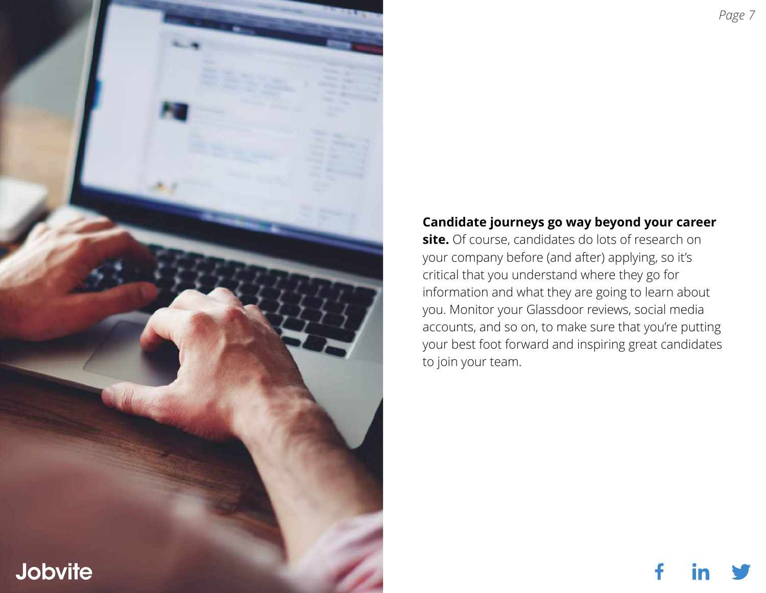**Candidate journeys go way beyond your career site.** Of course, candidates do lots of research on your company before (and after) applying, so it's critical that you understand where they go for information and what they are going to learn about you. Monitor your Glassdoor reviews, social media accounts, and so on, to make sure that you're putting your best foot forward and inspiring great candidates to join your team.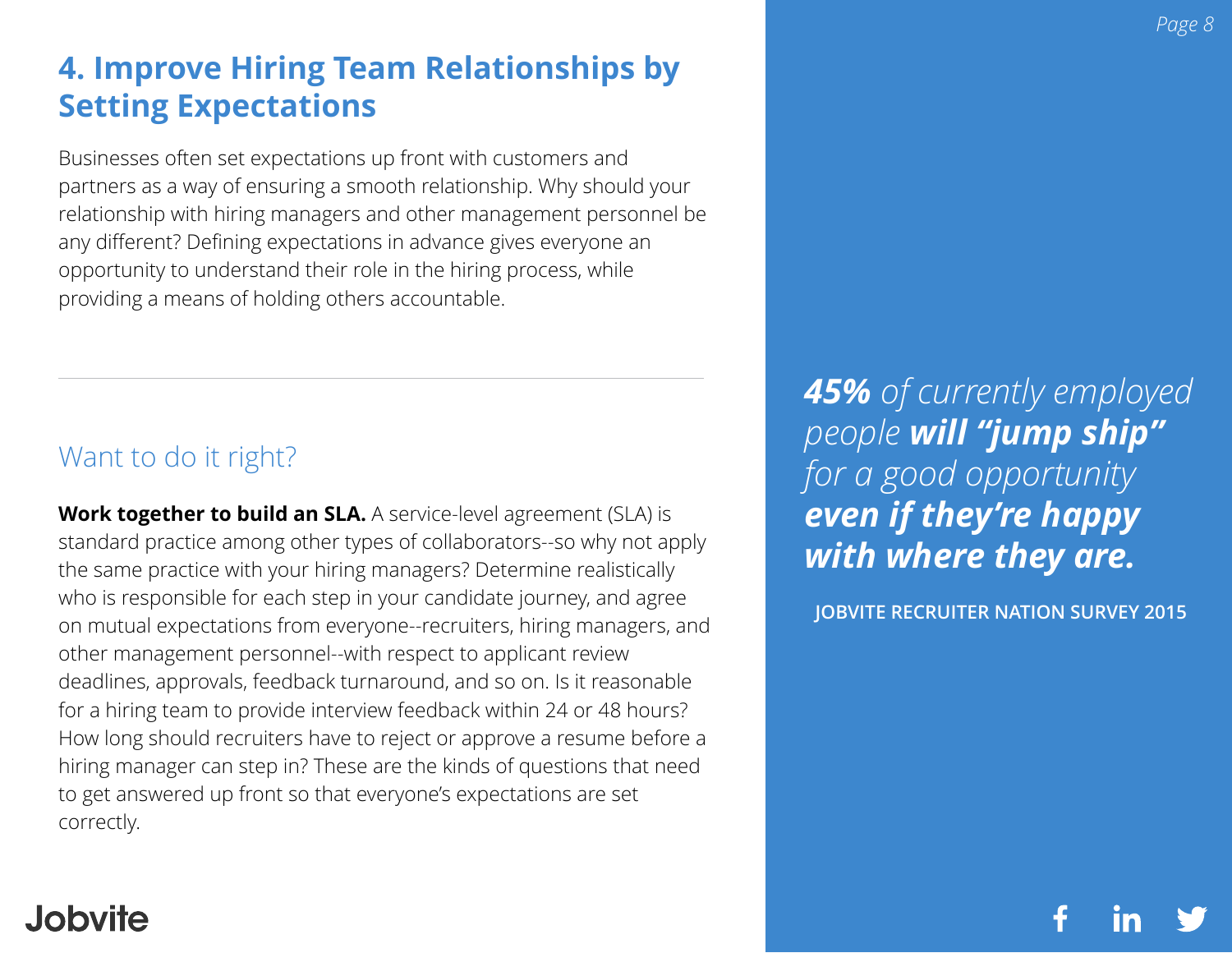## 4. Improve Hiring Team Relationships by Setting Expectations

Businesses often set expectations up front with customers and partners as a way of ensuring a smooth relationship. Why should your relationship with hiring managers and other management personnel be any different? Defining expectations in advance gives everyone an opportunity to understand their role in the hiring process, while providing a means of holding others accountable.

---

### Want to do it right?

**Work together to build an SLA.** A service-level agreement (SLA) is standard practice among other types of collaborators--so why not apply the same practice with your hiring managers? Determine realistically who is responsible for each step in your candidate journey, and agree on mutual expectations from everyone--recruiters, hiring managers, and other management personnel--with respect to applicant review deadlines, approvals, feedback turnaround, and so on. Is it reasonable for a hiring team to provide interview feedback within 24 or 48 hours? How long should recruiters have to reject or approve a resume before a hiring manager can step in? These are the kinds of questions that need to get answered up front so that everyone's expectations are set correctly.

*__45%__ of currently employed people __will "jump ship"__ for a good opportunity __even if they're happy with where they are.__*

**JOBVITE RECRUITER NATION SURVEY 2015**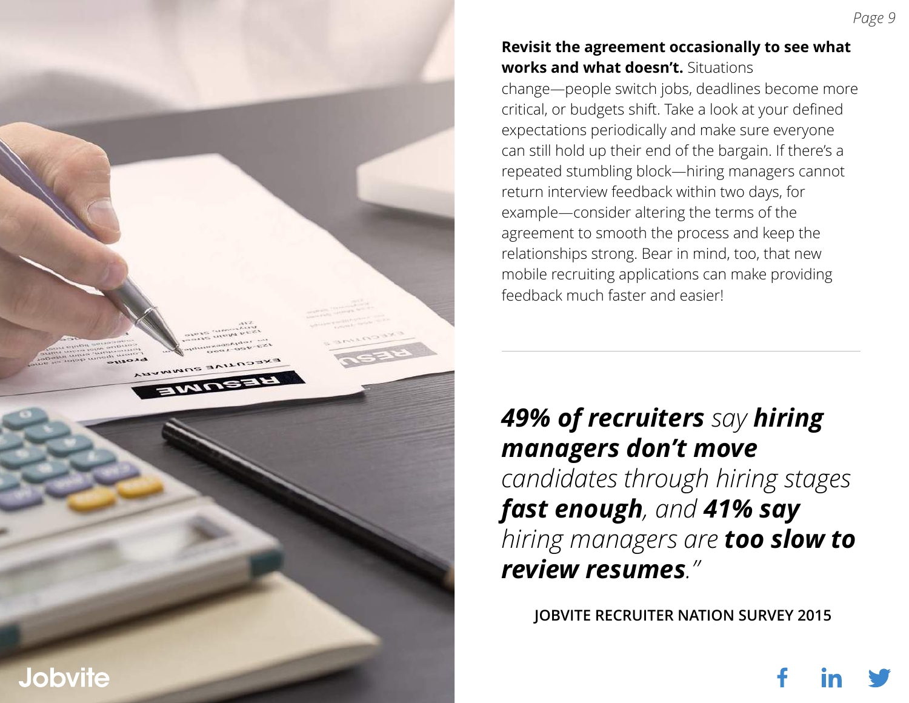**Revisit the agreement occasionally to see what works and what doesn't.** Situations change—people switch jobs, deadlines become more critical, or budgets shift. Take a look at your defined expectations periodically and make sure everyone can still hold up their end of the bargain. If there's a repeated stumbling block—hiring managers cannot return interview feedback within two days, for example—consider altering the terms of the agreement to smooth the process and keep the relationships strong. Bear in mind, too, that new mobile recruiting applications can make providing feedback much faster and easier!

---

> ***49% of recruiters** say **hiring managers don't move** candidates through hiring stages **fast enough**, and **41% say** hiring managers are **too slow to review resumes**."*

**JOBVITE RECRUITER NATION SURVEY 2015**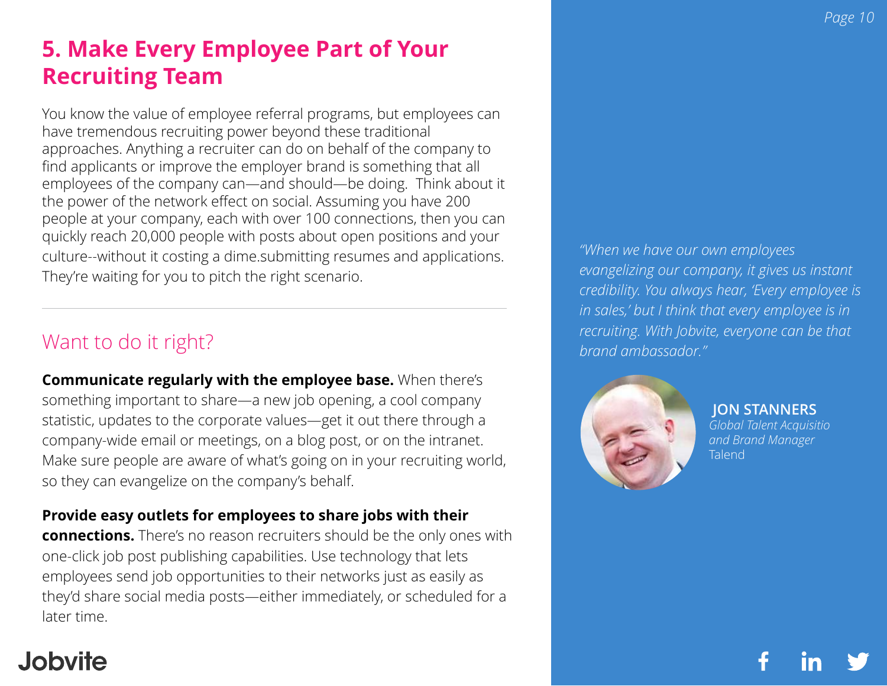## 5. Make Every Employee Part of Your Recruiting Team

You know the value of employee referral programs, but employees can have tremendous recruiting power beyond these traditional approaches. Anything a recruiter can do on behalf of the company to find applicants or improve the employer brand is something that all employees of the company can—and should—be doing.  Think about it the power of the network effect on social. Assuming you have 200 people at your company, each with over 100 connections, then you can quickly reach 20,000 people with posts about open positions and your culture--without it costing a dime.submitting resumes and applications. They're waiting for you to pitch the right scenario.

---

### Want to do it right?

**Communicate regularly with the employee base.** When there's something important to share—a new job opening, a cool company statistic, updates to the corporate values—get it out there through a company-wide email or meetings, on a blog post, or on the intranet. Make sure people are aware of what's going on in your recruiting world, so they can evangelize on the company's behalf.

**Provide easy outlets for employees to share jobs with their connections.** There's no reason recruiters should be the only ones with one-click job post publishing capabilities. Use technology that lets employees send job opportunities to their networks just as easily as they'd share social media posts—either immediately, or scheduled for a later time.

*"When we have our own employees evangelizing our company, it gives us instant credibility. You always hear, 'Every employee is in sales,' but I think that every employee is in recruiting. With Jobvite, everyone can be that brand ambassador."*

**JON STANNERS**
*Global Talent Acquisitio and Brand Manager*
Talend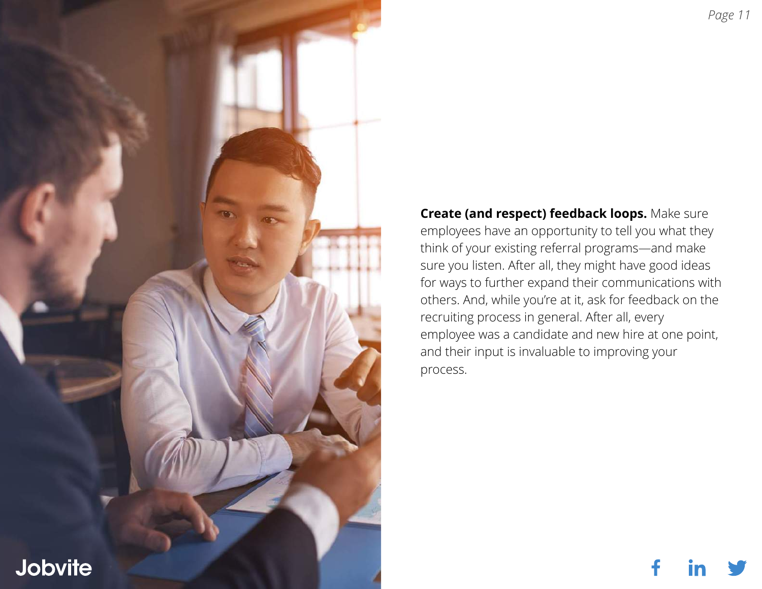**Create (and respect) feedback loops.** Make sure employees have an opportunity to tell you what they think of your existing referral programs—and make sure you listen. After all, they might have good ideas for ways to further expand their communications with others. And, while you're at it, ask for feedback on the recruiting process in general. After all, every employee was a candidate and new hire at one point, and their input is invaluable to improving your process.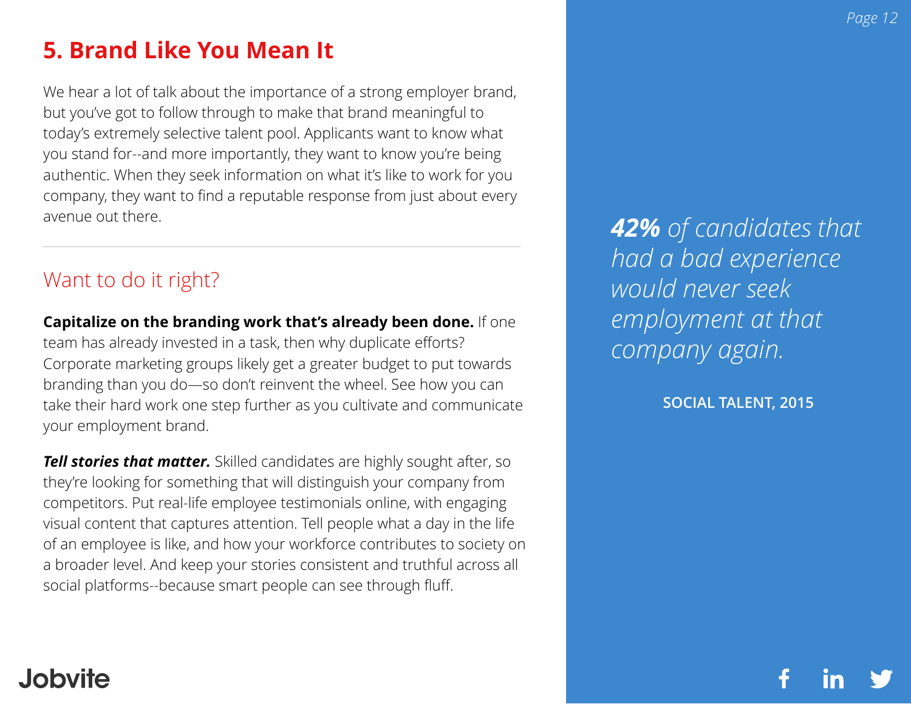## 5. Brand Like You Mean It

We hear a lot of talk about the importance of a strong employer brand, but you've got to follow through to make that brand meaningful to today's extremely selective talent pool. Applicants want to know what you stand for--and more importantly, they want to know you're being authentic. When they seek information on what it's like to work for you company, they want to find a reputable response from just about every avenue out there.

---

### Want to do it right?

**Capitalize on the branding work that's already been done.** If one team has already invested in a task, then why duplicate efforts? Corporate marketing groups likely get a greater budget to put towards branding than you do—so don't reinvent the wheel. See how you can take their hard work one step further as you cultivate and communicate your employment brand.

***Tell stories that matter.*** Skilled candidates are highly sought after, so they're looking for something that will distinguish your company from competitors. Put real-life employee testimonials online, with engaging visual content that captures attention. Tell people what a day in the life of an employee is like, and how your workforce contributes to society on a broader level. And keep your stories consistent and truthful across all social platforms--because smart people can see through fluff.

> ***42%*** *of candidates that had a bad experience would never seek employment at that company again.*
>
> **SOCIAL TALENT, 2015**

Jobvite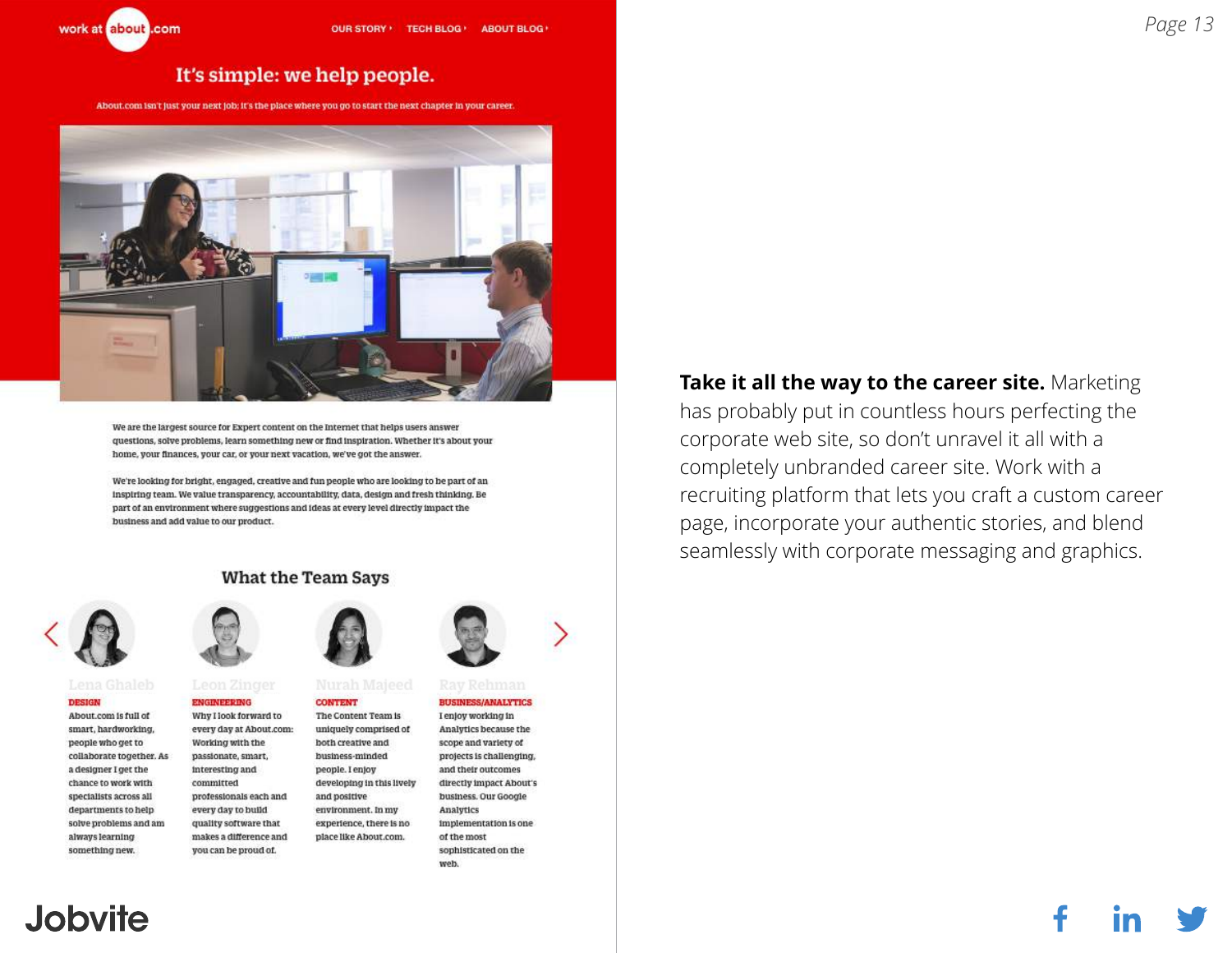work at about.com

OUR STORY › TECH BLOG › ABOUT BLOG ›

## It's simple: we help people.

About.com isn't just your next job; it's the place where you go to start the next chapter in your career.

We are the largest source for Expert content on the Internet that helps users answer questions, solve problems, learn something new or find inspiration. Whether it's about your home, your finances, your car, or your next vacation, we've got the answer.

We're looking for bright, engaged, creative and fun people who are looking to be part of an inspiring team. We value transparency, accountability, data, design and fresh thinking. Be part of an environment where suggestions and ideas at every level directly impact the business and add value to our product.

### What the Team Says

**Lena Ghaleb**
DESIGN
About.com is full of smart, hardworking, people who get to collaborate together. As a designer I get the chance to work with specialists across all departments to help solve problems and am always learning something new.

**Leon Zinger**
ENGINEERING
Why I look forward to every day at About.com: Working with the passionate, smart, interesting and committed professionals each and every day to build quality software that makes a difference and you can be proud of.

**Nurah Majeed**
CONTENT
The Content Team is uniquely comprised of both creative and business-minded people. I enjoy developing in this lively and positive environment. In my experience, there is no place like About.com.

**Ray Rehman**
BUSINESS/ANALYTICS
I enjoy working in Analytics because the scope and variety of projects is challenging, and their outcomes directly impact About's business. Our Google Analytics implementation is one of the most sophisticated on the web.

**Take it all the way to the career site.** Marketing has probably put in countless hours perfecting the corporate web site, so don't unravel it all with a completely unbranded career site. Work with a recruiting platform that lets you craft a custom career page, incorporate your authentic stories, and blend seamlessly with corporate messaging and graphics.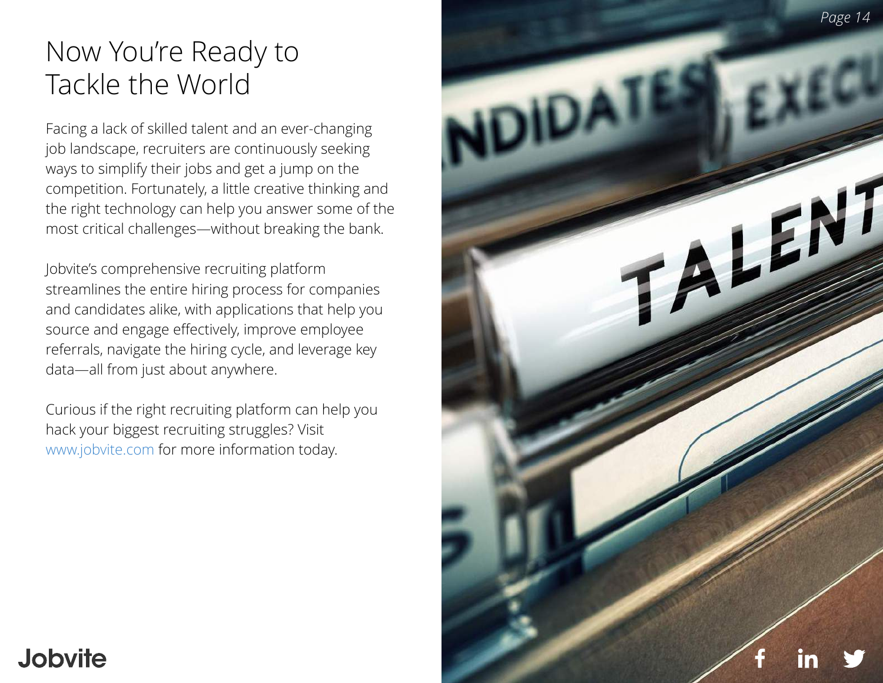# Now You're Ready to Tackle the World

Facing a lack of skilled talent and an ever-changing job landscape, recruiters are continuously seeking ways to simplify their jobs and get a jump on the competition. Fortunately, a little creative thinking and the right technology can help you answer some of the most critical challenges—without breaking the bank.

Jobvite's comprehensive recruiting platform streamlines the entire hiring process for companies and candidates alike, with applications that help you source and engage effectively, improve employee referrals, navigate the hiring cycle, and leverage key data—all from just about anywhere.

Curious if the right recruiting platform can help you hack your biggest recruiting struggles? Visit www.jobvite.com for more information today.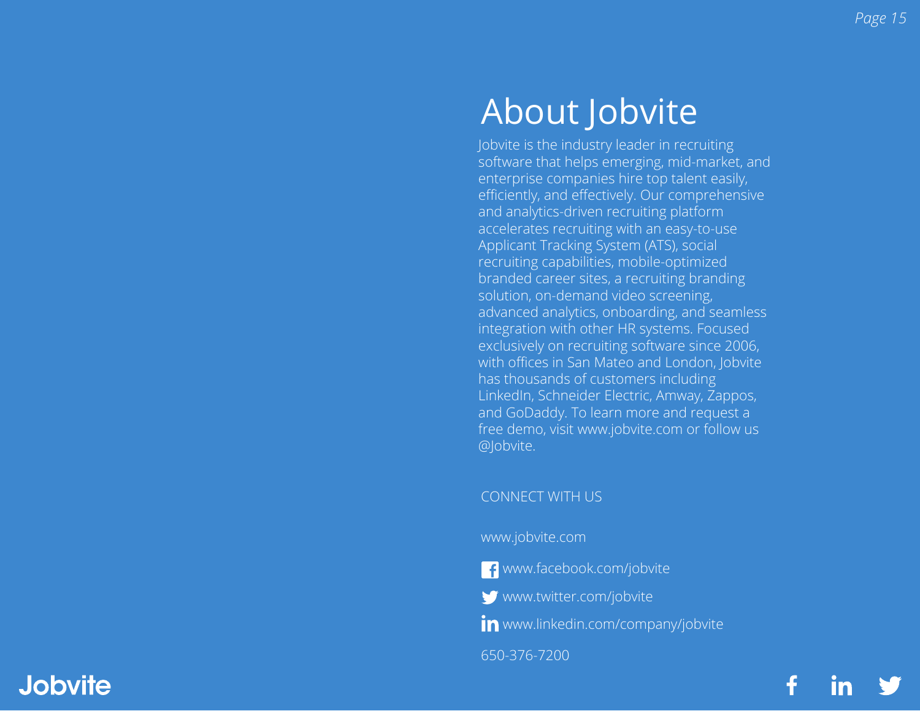# About Jobvite

Jobvite is the industry leader in recruiting software that helps emerging, mid-market, and enterprise companies hire top talent easily, efficiently, and effectively. Our comprehensive and analytics-driven recruiting platform accelerates recruiting with an easy-to-use Applicant Tracking System (ATS), social recruiting capabilities, mobile-optimized branded career sites, a recruiting branding solution, on-demand video screening, advanced analytics, onboarding, and seamless integration with other HR systems. Focused exclusively on recruiting software since 2006, with offices in San Mateo and London, Jobvite has thousands of customers including LinkedIn, Schneider Electric, Amway, Zappos, and GoDaddy. To learn more and request a free demo, visit www.jobvite.com or follow us @Jobvite.

CONNECT WITH US

www.jobvite.com

www.facebook.com/jobvite

www.twitter.com/jobvite

www.linkedin.com/company/jobvite

650-376-7200